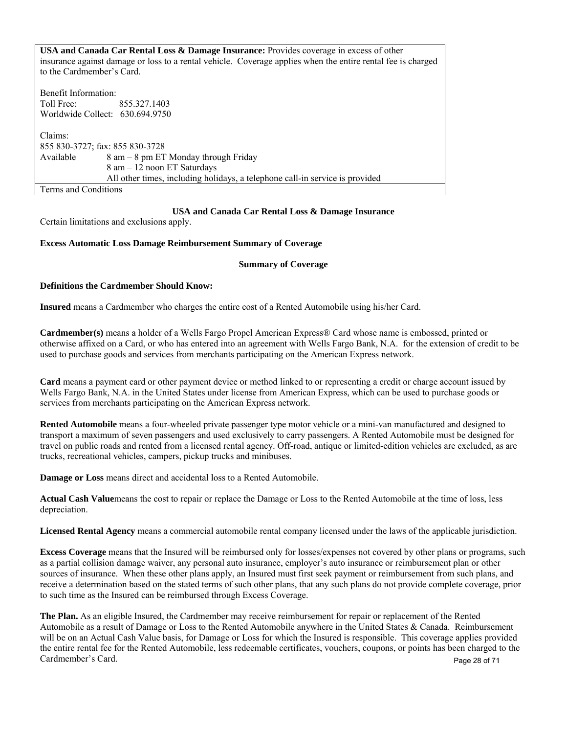**USA and Canada Car Rental Loss & Damage Insurance:** Provides coverage in excess of other insurance against damage or loss to a rental vehicle. Coverage applies when the entire rental fee is charged to the Cardmember's Card.

Benefit Information:
Toll Free: 855.327.1403
Worldwide Collect: 630.694.9750

Claims:
855 830-3727; fax: 855 830-3728
Available 8 am – 8 pm ET Monday through Friday
8 am – 12 noon ET Saturdays
All other times, including holidays, a telephone call-in service is provided

Terms and Conditions

## USA and Canada Car Rental Loss & Damage Insurance

Certain limitations and exclusions apply.

**Excess Automatic Loss Damage Reimbursement Summary of Coverage**

### Summary of Coverage

**Definitions the Cardmember Should Know:**

**Insured** means a Cardmember who charges the entire cost of a Rented Automobile using his/her Card.

**Cardmember(s)** means a holder of a Wells Fargo Propel American Express® Card whose name is embossed, printed or otherwise affixed on a Card, or who has entered into an agreement with Wells Fargo Bank, N.A. for the extension of credit to be used to purchase goods and services from merchants participating on the American Express network.

**Card** means a payment card or other payment device or method linked to or representing a credit or charge account issued by Wells Fargo Bank, N.A. in the United States under license from American Express, which can be used to purchase goods or services from merchants participating on the American Express network.

**Rented Automobile** means a four-wheeled private passenger type motor vehicle or a mini-van manufactured and designed to transport a maximum of seven passengers and used exclusively to carry passengers. A Rented Automobile must be designed for travel on public roads and rented from a licensed rental agency. Off-road, antique or limited-edition vehicles are excluded, as are trucks, recreational vehicles, campers, pickup trucks and minibuses.

**Damage or Loss** means direct and accidental loss to a Rented Automobile.

**Actual Cash Value**means the cost to repair or replace the Damage or Loss to the Rented Automobile at the time of loss, less depreciation.

**Licensed Rental Agency** means a commercial automobile rental company licensed under the laws of the applicable jurisdiction.

**Excess Coverage** means that the Insured will be reimbursed only for losses/expenses not covered by other plans or programs, such as a partial collision damage waiver, any personal auto insurance, employer's auto insurance or reimbursement plan or other sources of insurance. When these other plans apply, an Insured must first seek payment or reimbursement from such plans, and receive a determination based on the stated terms of such other plans, that any such plans do not provide complete coverage, prior to such time as the Insured can be reimbursed through Excess Coverage.

**The Plan.** As an eligible Insured, the Cardmember may receive reimbursement for repair or replacement of the Rented Automobile as a result of Damage or Loss to the Rented Automobile anywhere in the United States & Canada. Reimbursement will be on an Actual Cash Value basis, for Damage or Loss for which the Insured is responsible. This coverage applies provided the entire rental fee for the Rented Automobile, less redeemable certificates, vouchers, coupons, or points has been charged to the Cardmember's Card.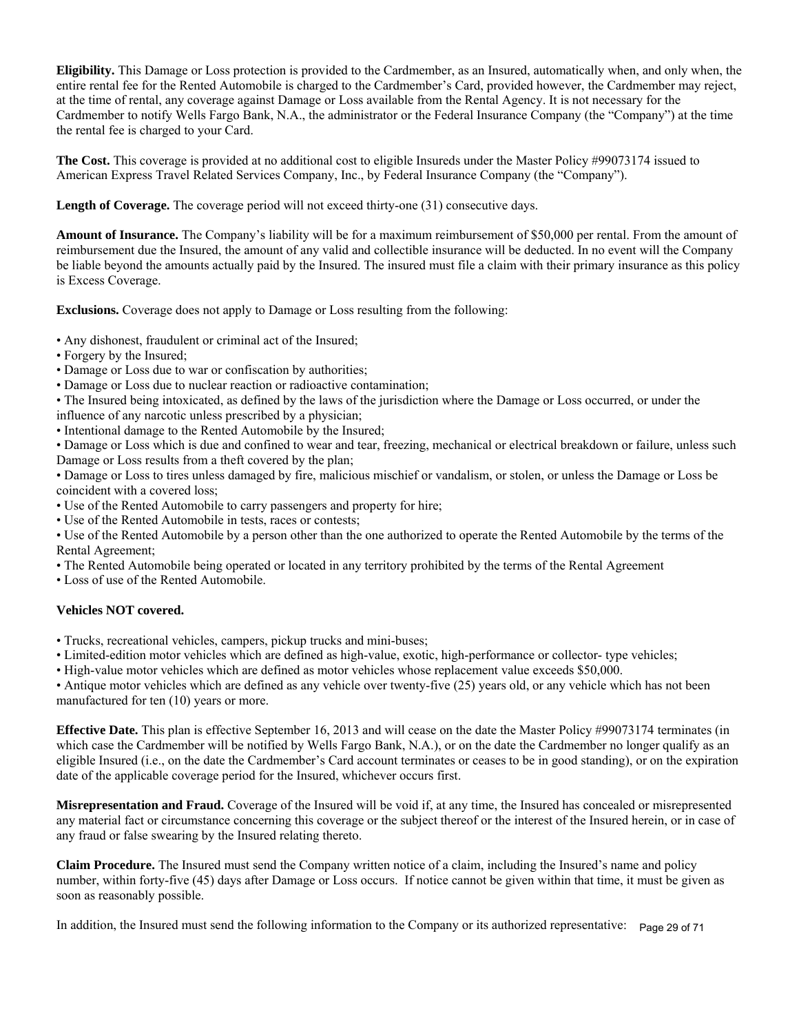**Eligibility.** This Damage or Loss protection is provided to the Cardmember, as an Insured, automatically when, and only when, the entire rental fee for the Rented Automobile is charged to the Cardmember's Card, provided however, the Cardmember may reject, at the time of rental, any coverage against Damage or Loss available from the Rental Agency. It is not necessary for the Cardmember to notify Wells Fargo Bank, N.A., the administrator or the Federal Insurance Company (the "Company") at the time the rental fee is charged to your Card.

**The Cost.** This coverage is provided at no additional cost to eligible Insureds under the Master Policy #99073174 issued to American Express Travel Related Services Company, Inc., by Federal Insurance Company (the "Company").

**Length of Coverage.** The coverage period will not exceed thirty-one (31) consecutive days.

**Amount of Insurance.** The Company's liability will be for a maximum reimbursement of $50,000 per rental. From the amount of reimbursement due the Insured, the amount of any valid and collectible insurance will be deducted. In no event will the Company be liable beyond the amounts actually paid by the Insured. The insured must file a claim with their primary insurance as this policy is Excess Coverage.

**Exclusions.** Coverage does not apply to Damage or Loss resulting from the following:

- Any dishonest, fraudulent or criminal act of the Insured;
- Forgery by the Insured;
- Damage or Loss due to war or confiscation by authorities;
- Damage or Loss due to nuclear reaction or radioactive contamination;
- The Insured being intoxicated, as defined by the laws of the jurisdiction where the Damage or Loss occurred, or under the influence of any narcotic unless prescribed by a physician;
- Intentional damage to the Rented Automobile by the Insured;
- Damage or Loss which is due and confined to wear and tear, freezing, mechanical or electrical breakdown or failure, unless such Damage or Loss results from a theft covered by the plan;
- Damage or Loss to tires unless damaged by fire, malicious mischief or vandalism, or stolen, or unless the Damage or Loss be coincident with a covered loss;
- Use of the Rented Automobile to carry passengers and property for hire;
- Use of the Rented Automobile in tests, races or contests;
- Use of the Rented Automobile by a person other than the one authorized to operate the Rented Automobile by the terms of the Rental Agreement;
- The Rented Automobile being operated or located in any territory prohibited by the terms of the Rental Agreement
- Loss of use of the Rented Automobile.

**Vehicles NOT covered.**

- Trucks, recreational vehicles, campers, pickup trucks and mini-buses;
- Limited-edition motor vehicles which are defined as high-value, exotic, high-performance or collector- type vehicles;
- High-value motor vehicles which are defined as motor vehicles whose replacement value exceeds $50,000.
- Antique motor vehicles which are defined as any vehicle over twenty-five (25) years old, or any vehicle which has not been manufactured for ten (10) years or more.

**Effective Date.** This plan is effective September 16, 2013 and will cease on the date the Master Policy #99073174 terminates (in which case the Cardmember will be notified by Wells Fargo Bank, N.A.), or on the date the Cardmember no longer qualify as an eligible Insured (i.e., on the date the Cardmember's Card account terminates or ceases to be in good standing), or on the expiration date of the applicable coverage period for the Insured, whichever occurs first.

**Misrepresentation and Fraud.** Coverage of the Insured will be void if, at any time, the Insured has concealed or misrepresented any material fact or circumstance concerning this coverage or the subject thereof or the interest of the Insured herein, or in case of any fraud or false swearing by the Insured relating thereto.

**Claim Procedure.** The Insured must send the Company written notice of a claim, including the Insured's name and policy number, within forty-five (45) days after Damage or Loss occurs. If notice cannot be given within that time, it must be given as soon as reasonably possible.

In addition, the Insured must send the following information to the Company or its authorized representative: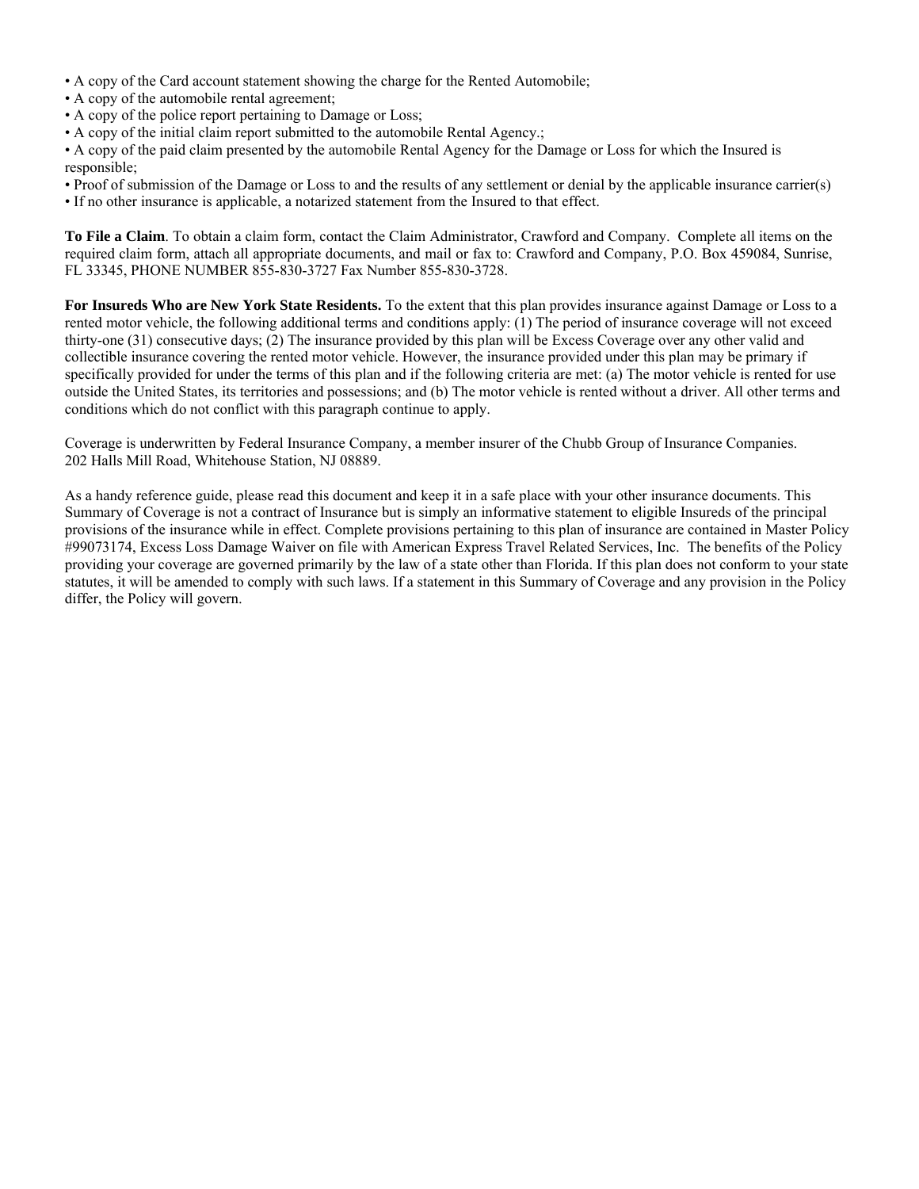- A copy of the Card account statement showing the charge for the Rented Automobile;
- A copy of the automobile rental agreement;
- A copy of the police report pertaining to Damage or Loss;
- A copy of the initial claim report submitted to the automobile Rental Agency.;
- A copy of the paid claim presented by the automobile Rental Agency for the Damage or Loss for which the Insured is responsible;
- Proof of submission of the Damage or Loss to and the results of any settlement or denial by the applicable insurance carrier(s)
- If no other insurance is applicable, a notarized statement from the Insured to that effect.

**To File a Claim**. To obtain a claim form, contact the Claim Administrator, Crawford and Company. Complete all items on the required claim form, attach all appropriate documents, and mail or fax to: Crawford and Company, P.O. Box 459084, Sunrise, FL 33345, PHONE NUMBER 855-830-3727 Fax Number 855-830-3728.

**For Insureds Who are New York State Residents.** To the extent that this plan provides insurance against Damage or Loss to a rented motor vehicle, the following additional terms and conditions apply: (1) The period of insurance coverage will not exceed thirty-one (31) consecutive days; (2) The insurance provided by this plan will be Excess Coverage over any other valid and collectible insurance covering the rented motor vehicle. However, the insurance provided under this plan may be primary if specifically provided for under the terms of this plan and if the following criteria are met: (a) The motor vehicle is rented for use outside the United States, its territories and possessions; and (b) The motor vehicle is rented without a driver. All other terms and conditions which do not conflict with this paragraph continue to apply.

Coverage is underwritten by Federal Insurance Company, a member insurer of the Chubb Group of Insurance Companies.
202 Halls Mill Road, Whitehouse Station, NJ 08889.

As a handy reference guide, please read this document and keep it in a safe place with your other insurance documents. This Summary of Coverage is not a contract of Insurance but is simply an informative statement to eligible Insureds of the principal provisions of the insurance while in effect. Complete provisions pertaining to this plan of insurance are contained in Master Policy #99073174, Excess Loss Damage Waiver on file with American Express Travel Related Services, Inc. The benefits of the Policy providing your coverage are governed primarily by the law of a state other than Florida. If this plan does not conform to your state statutes, it will be amended to comply with such laws. If a statement in this Summary of Coverage and any provision in the Policy differ, the Policy will govern.